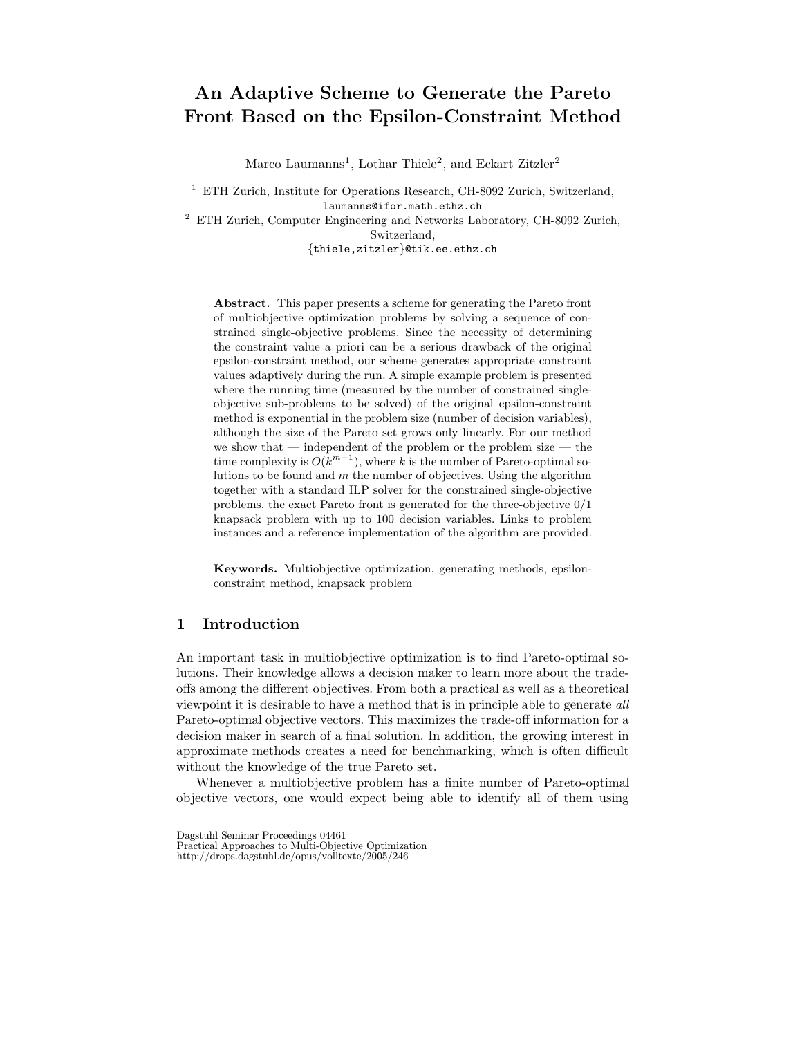# An Adaptive Scheme to Generate the Pareto Front Based on the Epsilon-Constraint Method

Marco Laumanns[1], Lothar Thiele[2], and Eckart Zitzler[2]

[1] ETH Zurich, Institute for Operations Research, CH-8092 Zurich, Switzerland, laumanns@ifor.math.ethz.ch

[2] ETH Zurich, Computer Engineering and Networks Laboratory, CH-8092 Zurich, Switzerland, {thiele,zitzler}@tik.ee.ethz.ch

**Abstract.** This paper presents a scheme for generating the Pareto front of multiobjective optimization problems by solving a sequence of constrained single-objective problems. Since the necessity of determining the constraint value a priori can be a serious drawback of the original epsilon-constraint method, our scheme generates appropriate constraint values adaptively during the run. A simple example problem is presented where the running time (measured by the number of constrained single-objective sub-problems to be solved) of the original epsilon-constraint method is exponential in the problem size (number of decision variables), although the size of the Pareto set grows only linearly. For our method we show that — independent of the problem or the problem size — the time complexity is $O(k^{m-1})$, where $k$ is the number of Pareto-optimal solutions to be found and $m$ the number of objectives. Using the algorithm together with a standard ILP solver for the constrained single-objective problems, the exact Pareto front is generated for the three-objective 0/1 knapsack problem with up to 100 decision variables. Links to problem instances and a reference implementation of the algorithm are provided.

**Keywords.** Multiobjective optimization, generating methods, epsilon-constraint method, knapsack problem

## 1 Introduction

An important task in multiobjective optimization is to find Pareto-optimal solutions. Their knowledge allows a decision maker to learn more about the trade-offs among the different objectives. From both a practical as well as a theoretical viewpoint it is desirable to have a method that is in principle able to generate *all* Pareto-optimal objective vectors. This maximizes the trade-off information for a decision maker in search of a final solution. In addition, the growing interest in approximate methods creates a need for benchmarking, which is often difficult without the knowledge of the true Pareto set.

Whenever a multiobjective problem has a finite number of Pareto-optimal objective vectors, one would expect being able to identify all of them using

Dagstuhl Seminar Proceedings 04461
Practical Approaches to Multi-Objective Optimization
http://drops.dagstuhl.de/opus/volltexte/2005/246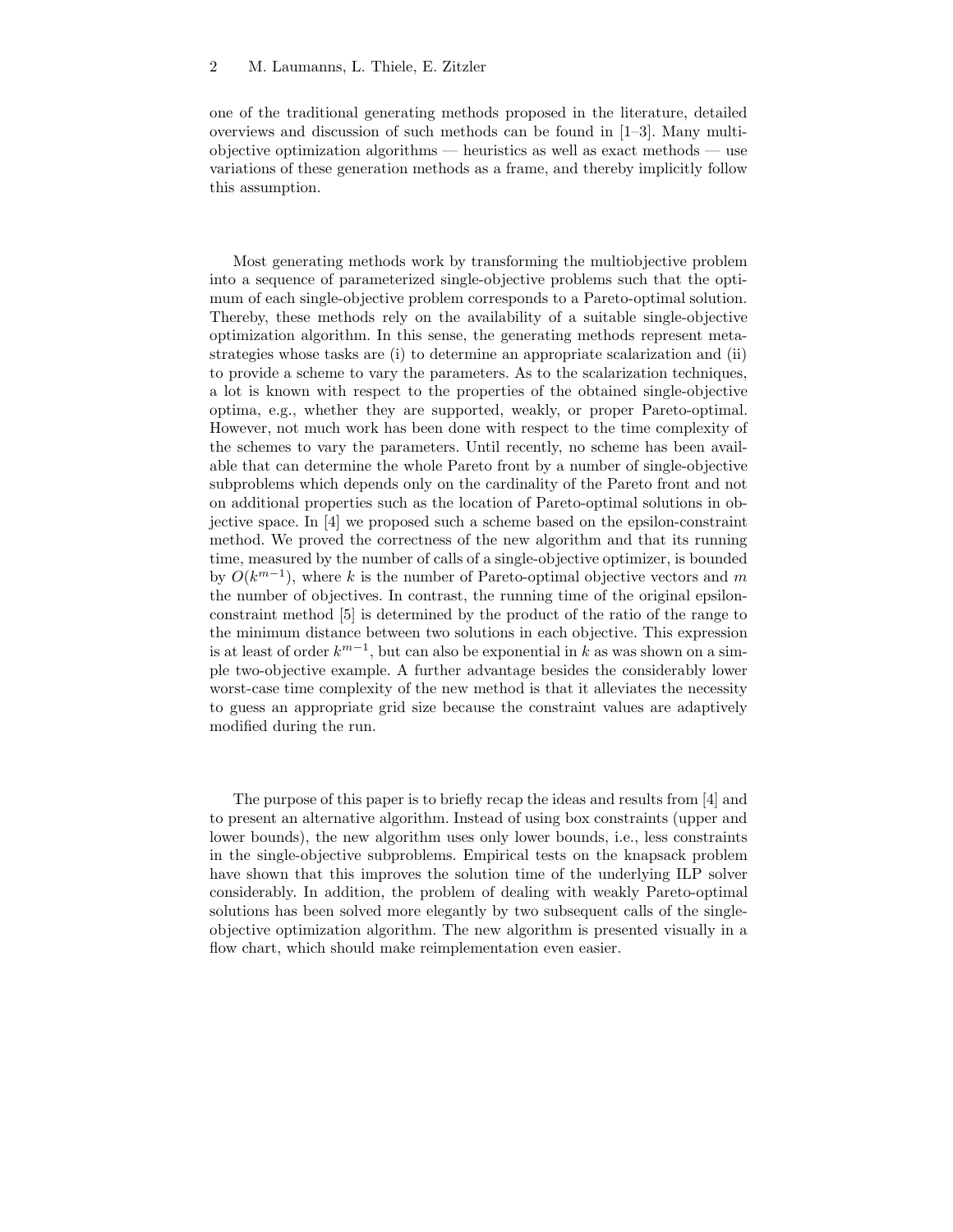one of the traditional generating methods proposed in the literature, detailed overviews and discussion of such methods can be found in [1–3]. Many multiobjective optimization algorithms — heuristics as well as exact methods — use variations of these generation methods as a frame, and thereby implicitly follow this assumption.

Most generating methods work by transforming the multiobjective problem into a sequence of parameterized single-objective problems such that the optimum of each single-objective problem corresponds to a Pareto-optimal solution. Thereby, these methods rely on the availability of a suitable single-objective optimization algorithm. In this sense, the generating methods represent metastrategies whose tasks are (i) to determine an appropriate scalarization and (ii) to provide a scheme to vary the parameters. As to the scalarization techniques, a lot is known with respect to the properties of the obtained single-objective optima, e.g., whether they are supported, weakly, or proper Pareto-optimal. However, not much work has been done with respect to the time complexity of the schemes to vary the parameters. Until recently, no scheme has been available that can determine the whole Pareto front by a number of single-objective subproblems which depends only on the cardinality of the Pareto front and not on additional properties such as the location of Pareto-optimal solutions in objective space. In [4] we proposed such a scheme based on the epsilon-constraint method. We proved the correctness of the new algorithm and that its running time, measured by the number of calls of a single-objective optimizer, is bounded by $O(k^{m-1})$, where $k$ is the number of Pareto-optimal objective vectors and $m$ the number of objectives. In contrast, the running time of the original epsilon-constraint method [5] is determined by the product of the ratio of the range to the minimum distance between two solutions in each objective. This expression is at least of order $k^{m-1}$, but can also be exponential in $k$ as was shown on a simple two-objective example. A further advantage besides the considerably lower worst-case time complexity of the new method is that it alleviates the necessity to guess an appropriate grid size because the constraint values are adaptively modified during the run.

The purpose of this paper is to briefly recap the ideas and results from [4] and to present an alternative algorithm. Instead of using box constraints (upper and lower bounds), the new algorithm uses only lower bounds, i.e., less constraints in the single-objective subproblems. Empirical tests on the knapsack problem have shown that this improves the solution time of the underlying ILP solver considerably. In addition, the problem of dealing with weakly Pareto-optimal solutions has been solved more elegantly by two subsequent calls of the single-objective optimization algorithm. The new algorithm is presented visually in a flow chart, which should make reimplementation even easier.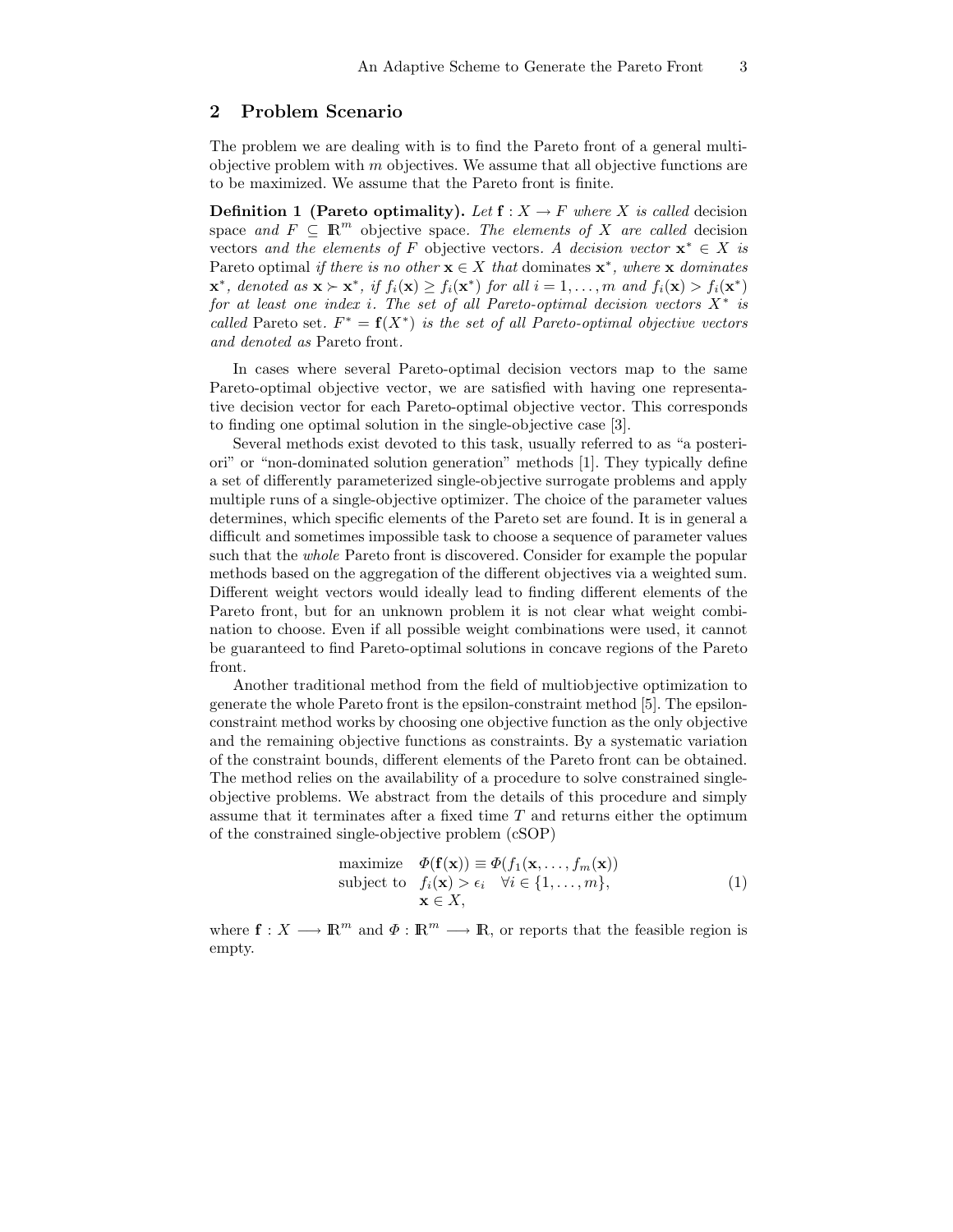## 2 Problem Scenario

The problem we are dealing with is to find the Pareto front of a general multi-objective problem with $m$ objectives. We assume that all objective functions are to be maximized. We assume that the Pareto front is finite.

**Definition 1 (Pareto optimality).** *Let $\mathbf{f} : X \rightarrow F$ where $X$ is called* decision space *and $F \subseteq \mathbb{R}^m$* objective space*. The elements of $X$ are called* decision vectors *and the elements of $F$* objective vectors*. A decision vector $\mathbf{x}^* \in X$ is* Pareto optimal *if there is no other $\mathbf{x} \in X$ that* dominates *$\mathbf{x}^*$, where $\mathbf{x}$ dominates $\mathbf{x}^*$, denoted as $\mathbf{x} \succ \mathbf{x}^*$, if $f_i(\mathbf{x}) \geq f_i(\mathbf{x}^*)$ for all $i = 1, \ldots, m$ and $f_i(\mathbf{x}) > f_i(\mathbf{x}^*)$ for at least one index $i$. The set of all Pareto-optimal decision vectors $X^*$ is called* Pareto set*. $F^* = \mathbf{f}(X^*)$ is the set of all Pareto-optimal objective vectors and denoted as* Pareto front*.*

In cases where several Pareto-optimal decision vectors map to the same Pareto-optimal objective vector, we are satisfied with having one representative decision vector for each Pareto-optimal objective vector. This corresponds to finding one optimal solution in the single-objective case [3].

Several methods exist devoted to this task, usually referred to as "a posteriori" or "non-dominated solution generation" methods [1]. They typically define a set of differently parameterized single-objective surrogate problems and apply multiple runs of a single-objective optimizer. The choice of the parameter values determines, which specific elements of the Pareto set are found. It is in general a difficult and sometimes impossible task to choose a sequence of parameter values such that the *whole* Pareto front is discovered. Consider for example the popular methods based on the aggregation of the different objectives via a weighted sum. Different weight vectors would ideally lead to finding different elements of the Pareto front, but for an unknown problem it is not clear what weight combination to choose. Even if all possible weight combinations were used, it cannot be guaranteed to find Pareto-optimal solutions in concave regions of the Pareto front.

Another traditional method from the field of multiobjective optimization to generate the whole Pareto front is the epsilon-constraint method [5]. The epsilon-constraint method works by choosing one objective function as the only objective and the remaining objective functions as constraints. By a systematic variation of the constraint bounds, different elements of the Pareto front can be obtained. The method relies on the availability of a procedure to solve constrained single-objective problems. We abstract from the details of this procedure and simply assume that it terminates after a fixed time $T$ and returns either the optimum of the constrained single-objective problem (cSOP)

$$\begin{array}{ll} \text{maximize} & \Phi(\mathbf{f}(\mathbf{x})) \equiv \Phi(f_1(\mathbf{x}, \ldots, f_m(\mathbf{x})) \\ \text{subject to} & f_i(\mathbf{x}) > \epsilon_i \quad \forall i \in \{1, \ldots, m\}, \\ & \mathbf{x} \in X, \end{array} \tag{1}$$

where $\mathbf{f} : X \longrightarrow \mathbb{R}^m$ and $\Phi : \mathbb{R}^m \longrightarrow \mathbb{R}$, or reports that the feasible region is empty.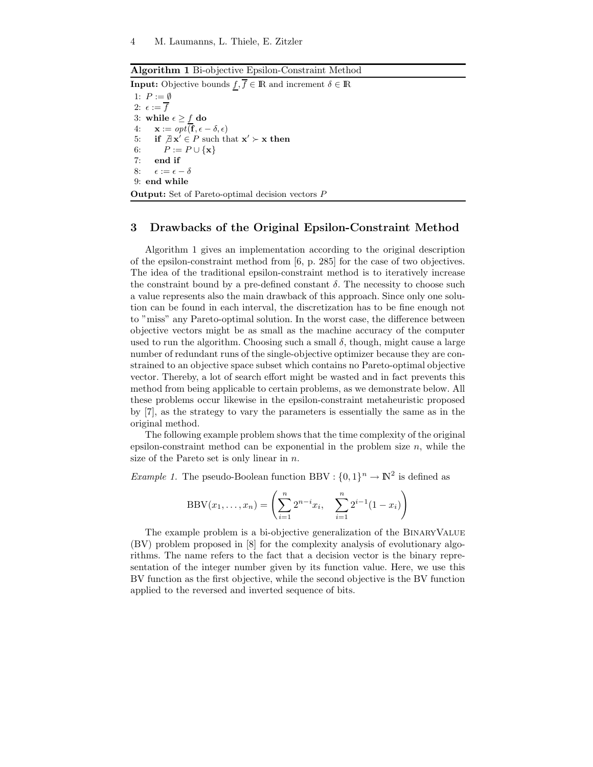**Algorithm 1** Bi-objective Epsilon-Constraint Method

**Input:** Objective bounds $\underline{f}, \overline{f} \in \mathbb{R}$ and increment $\delta \in \mathbb{R}$

1: $P := \emptyset$
2: $\epsilon := \overline{f}$
3: **while** $\epsilon \geq \underline{f}$ **do**
4: $\quad \mathbf{x} := opt(\overline{\mathbf{f}}, \epsilon - \delta, \epsilon)$
5: $\quad$ **if** $\nexists \mathbf{x}' \in P$ such that $\mathbf{x}' \succ \mathbf{x}$ **then**
6: $\quad\quad P := P \cup \{\mathbf{x}\}$
7: $\quad$ **end if**
8: $\quad \epsilon := \epsilon - \delta$
9: **end while**

**Output:** Set of Pareto-optimal decision vectors $P$

## 3 Drawbacks of the Original Epsilon-Constraint Method

Algorithm 1 gives an implementation according to the original description of the epsilon-constraint method from [6, p. 285] for the case of two objectives. The idea of the traditional epsilon-constraint method is to iteratively increase the constraint bound by a pre-defined constant $\delta$. The necessity to choose such a value represents also the main drawback of this approach. Since only one solution can be found in each interval, the discretization has to be fine enough not to "miss" any Pareto-optimal solution. In the worst case, the difference between objective vectors might be as small as the machine accuracy of the computer used to run the algorithm. Choosing such a small $\delta$, though, might cause a large number of redundant runs of the single-objective optimizer because they are constrained to an objective space subset which contains no Pareto-optimal objective vector. Thereby, a lot of search effort might be wasted and in fact prevents this method from being applicable to certain problems, as we demonstrate below. All these problems occur likewise in the epsilon-constraint metaheuristic proposed by [7], as the strategy to vary the parameters is essentially the same as in the original method.

The following example problem shows that the time complexity of the original epsilon-constraint method can be exponential in the problem size $n$, while the size of the Pareto set is only linear in $n$.

*Example 1.* The pseudo-Boolean function $\text{BBV} : \{0,1\}^n \to \mathbb{N}^2$ is defined as

$$\text{BBV}(x_1, \ldots, x_n) = \left( \sum_{i=1}^{n} 2^{n-i} x_i, \quad \sum_{i=1}^{n} 2^{i-1}(1 - x_i) \right)$$

The example problem is a bi-objective generalization of the BinaryValue (BV) problem proposed in [8] for the complexity analysis of evolutionary algorithms. The name refers to the fact that a decision vector is the binary representation of the integer number given by its function value. Here, we use this BV function as the first objective, while the second objective is the BV function applied to the reversed and inverted sequence of bits.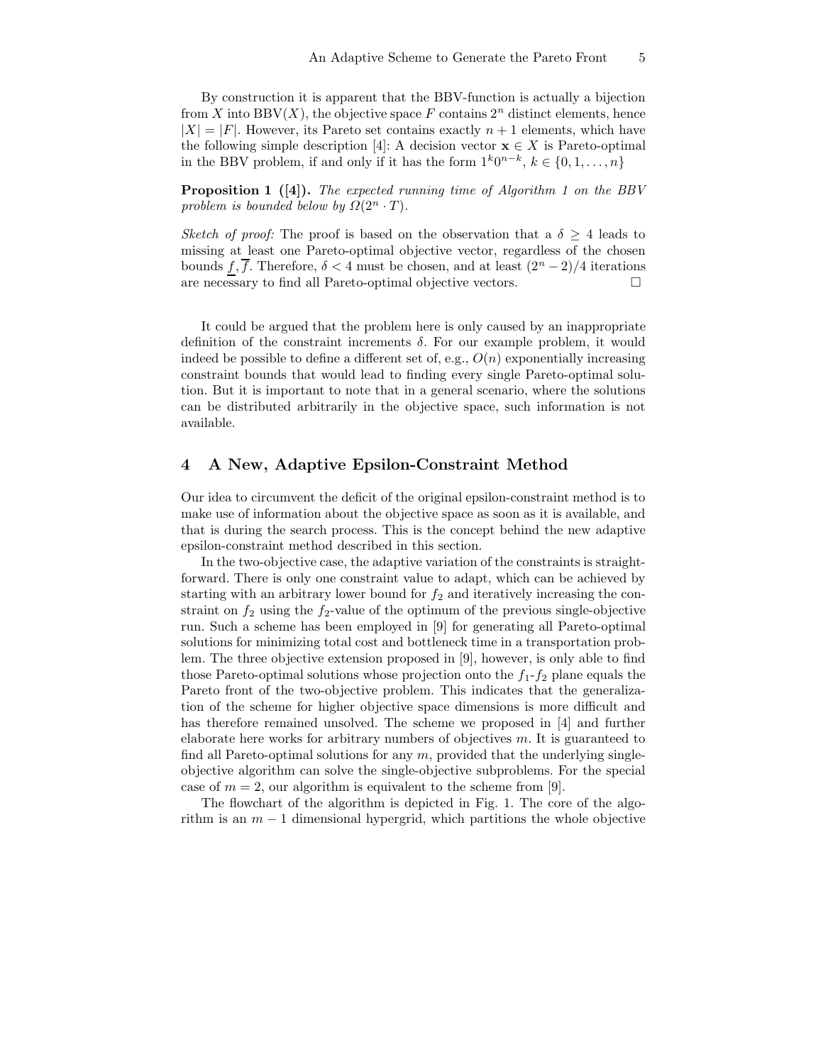By construction it is apparent that the BBV-function is actually a bijection from $X$ into $\mathrm{BBV}(X)$, the objective space $F$ contains $2^n$ distinct elements, hence $|X| = |F|$. However, its Pareto set contains exactly $n+1$ elements, which have the following simple description [4]: A decision vector $\mathbf{x} \in X$ is Pareto-optimal in the BBV problem, if and only if it has the form $1^k 0^{n-k}$, $k \in \{0, 1, \ldots, n\}$

**Proposition 1 ([4]).** *The expected running time of Algorithm 1 on the BBV problem is bounded below by $\Omega(2^n \cdot T)$.*

*Sketch of proof:* The proof is based on the observation that a $\delta \geq 4$ leads to missing at least one Pareto-optimal objective vector, regardless of the chosen bounds $\underline{f}, \overline{f}$. Therefore, $\delta < 4$ must be chosen, and at least $(2^n - 2)/4$ iterations are necessary to find all Pareto-optimal objective vectors. □

It could be argued that the problem here is only caused by an inappropriate definition of the constraint increments $\delta$. For our example problem, it would indeed be possible to define a different set of, e.g., $O(n)$ exponentially increasing constraint bounds that would lead to finding every single Pareto-optimal solution. But it is important to note that in a general scenario, where the solutions can be distributed arbitrarily in the objective space, such information is not available.

## 4 A New, Adaptive Epsilon-Constraint Method

Our idea to circumvent the deficit of the original epsilon-constraint method is to make use of information about the objective space as soon as it is available, and that is during the search process. This is the concept behind the new adaptive epsilon-constraint method described in this section.

In the two-objective case, the adaptive variation of the constraints is straightforward. There is only one constraint value to adapt, which can be achieved by starting with an arbitrary lower bound for $f_2$ and iteratively increasing the constraint on $f_2$ using the $f_2$-value of the optimum of the previous single-objective run. Such a scheme has been employed in [9] for generating all Pareto-optimal solutions for minimizing total cost and bottleneck time in a transportation problem. The three objective extension proposed in [9], however, is only able to find those Pareto-optimal solutions whose projection onto the $f_1$-$f_2$ plane equals the Pareto front of the two-objective problem. This indicates that the generalization of the scheme for higher objective space dimensions is more difficult and has therefore remained unsolved. The scheme we proposed in [4] and further elaborate here works for arbitrary numbers of objectives $m$. It is guaranteed to find all Pareto-optimal solutions for any $m$, provided that the underlying single-objective algorithm can solve the single-objective subproblems. For the special case of $m = 2$, our algorithm is equivalent to the scheme from [9].

The flowchart of the algorithm is depicted in Fig. 1. The core of the algorithm is an $m - 1$ dimensional hypergrid, which partitions the whole objective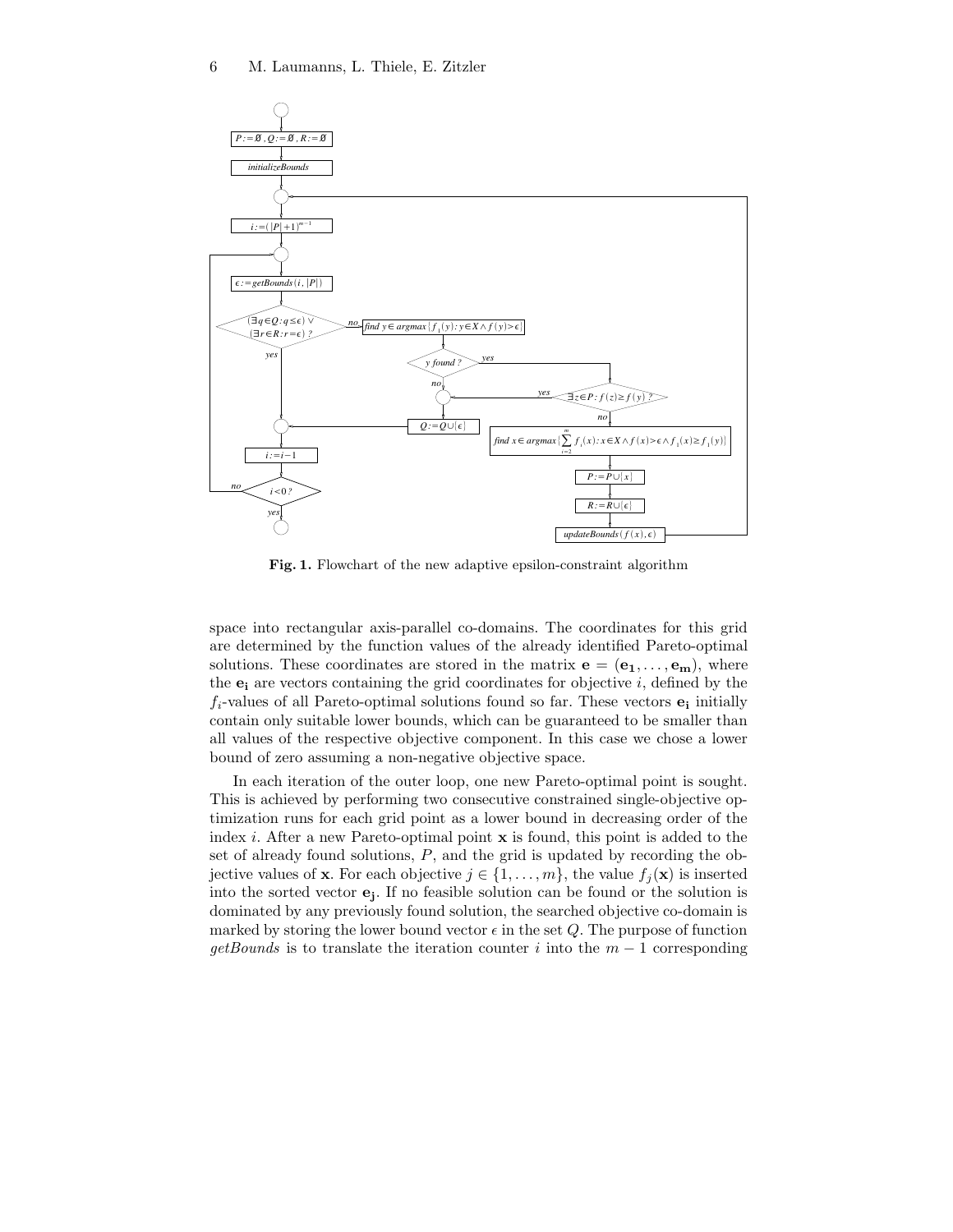**Fig. 1.** Flowchart of the new adaptive epsilon-constraint algorithm

space into rectangular axis-parallel co-domains. The coordinates for this grid are determined by the function values of the already identified Pareto-optimal solutions. These coordinates are stored in the matrix $\mathbf{e} = (\mathbf{e_1}, \ldots, \mathbf{e_m})$, where the $\mathbf{e_i}$ are vectors containing the grid coordinates for objective $i$, defined by the $f_i$-values of all Pareto-optimal solutions found so far. These vectors $\mathbf{e_i}$ initially contain only suitable lower bounds, which can be guaranteed to be smaller than all values of the respective objective component. In this case we chose a lower bound of zero assuming a non-negative objective space.

In each iteration of the outer loop, one new Pareto-optimal point is sought. This is achieved by performing two consecutive constrained single-objective optimization runs for each grid point as a lower bound in decreasing order of the index $i$. After a new Pareto-optimal point $\mathbf{x}$ is found, this point is added to the set of already found solutions, $P$, and the grid is updated by recording the objective values of $\mathbf{x}$. For each objective $j \in \{1, \ldots, m\}$, the value $f_j(\mathbf{x})$ is inserted into the sorted vector $\mathbf{e_j}$. If no feasible solution can be found or the solution is dominated by any previously found solution, the searched objective co-domain is marked by storing the lower bound vector $\epsilon$ in the set $Q$. The purpose of function *getBounds* is to translate the iteration counter $i$ into the $m-1$ corresponding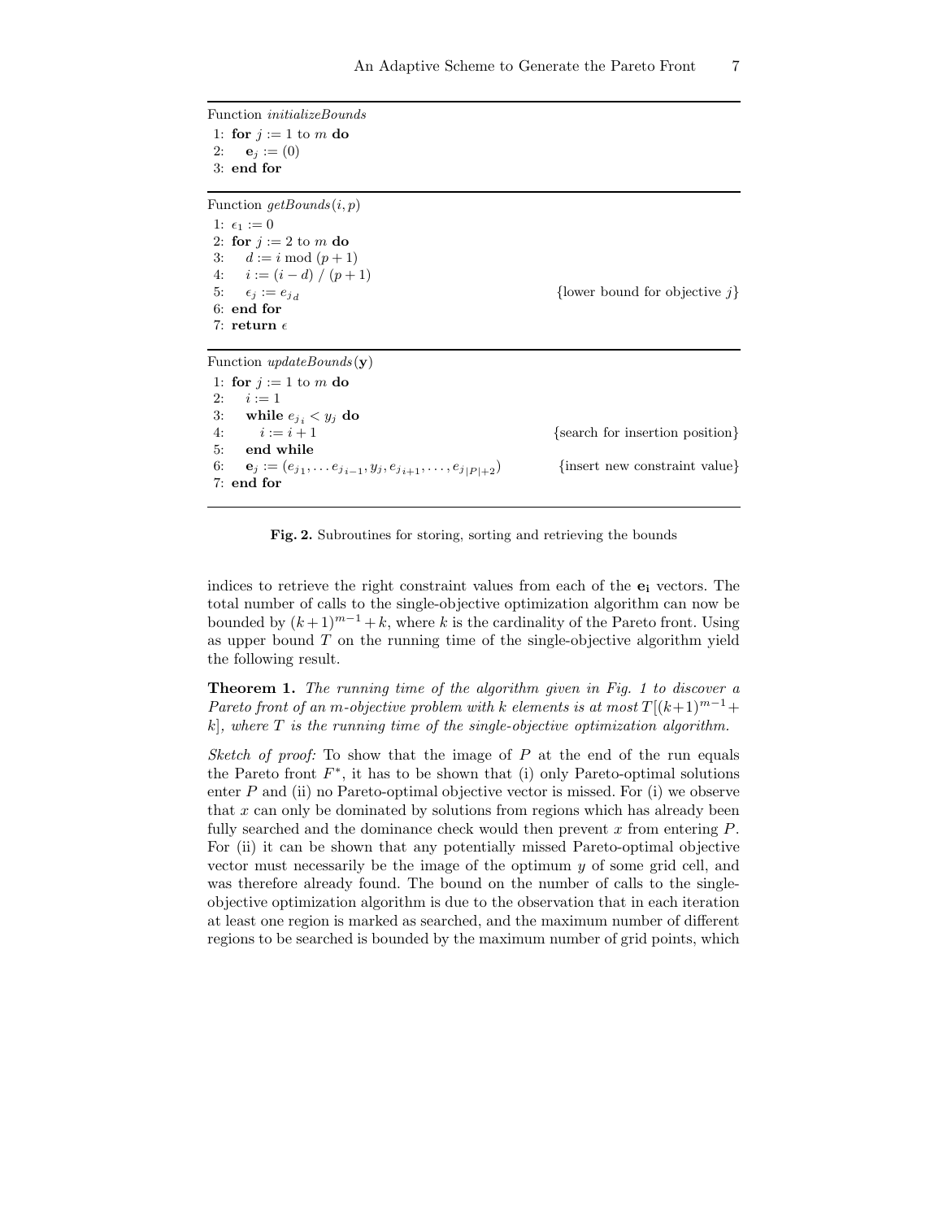```
Function initializeBounds
1: for j := 1 to m do
2:    e_j := (0)
3: end for
```

```
Function getBounds(i, p)
1: ε_1 := 0
2: for j := 2 to m do
3:    d := i mod (p + 1)
4:    i := (i − d) / (p + 1)
5:    ε_j := e_{j_d}                                  {lower bound for objective j}
6: end for
7: return ε
```

```
Function updateBounds(y)
1: for j := 1 to m do
2:    i := 1
3:    while e_{j_i} < y_j do
4:       i := i + 1                                   {search for insertion position}
5:    end while
6:    e_j := (e_{j_1}, ... e_{j_{i−1}}, y_j, e_{j_{i+1}}, ..., e_{j_{|P|+2}})   {insert new constraint value}
7: end for
```

**Fig. 2.** Subroutines for storing, sorting and retrieving the bounds

indices to retrieve the right constraint values from each of the $\mathbf{e_i}$ vectors. The total number of calls to the single-objective optimization algorithm can now be bounded by $(k+1)^{m-1}+k$, where $k$ is the cardinality of the Pareto front. Using as upper bound $T$ on the running time of the single-objective algorithm yield the following result.

**Theorem 1.** *The running time of the algorithm given in Fig. 1 to discover a Pareto front of an $m$-objective problem with $k$ elements is at most $T[(k+1)^{m-1}+k]$, where $T$ is the running time of the single-objective optimization algorithm.*

*Sketch of proof:* To show that the image of $P$ at the end of the run equals the Pareto front $F^*$, it has to be shown that (i) only Pareto-optimal solutions enter $P$ and (ii) no Pareto-optimal objective vector is missed. For (i) we observe that $x$ can only be dominated by solutions from regions which has already been fully searched and the dominance check would then prevent $x$ from entering $P$. For (ii) it can be shown that any potentially missed Pareto-optimal objective vector must necessarily be the image of the optimum $y$ of some grid cell, and was therefore already found. The bound on the number of calls to the single-objective optimization algorithm is due to the observation that in each iteration at least one region is marked as searched, and the maximum number of different regions to be searched is bounded by the maximum number of grid points, which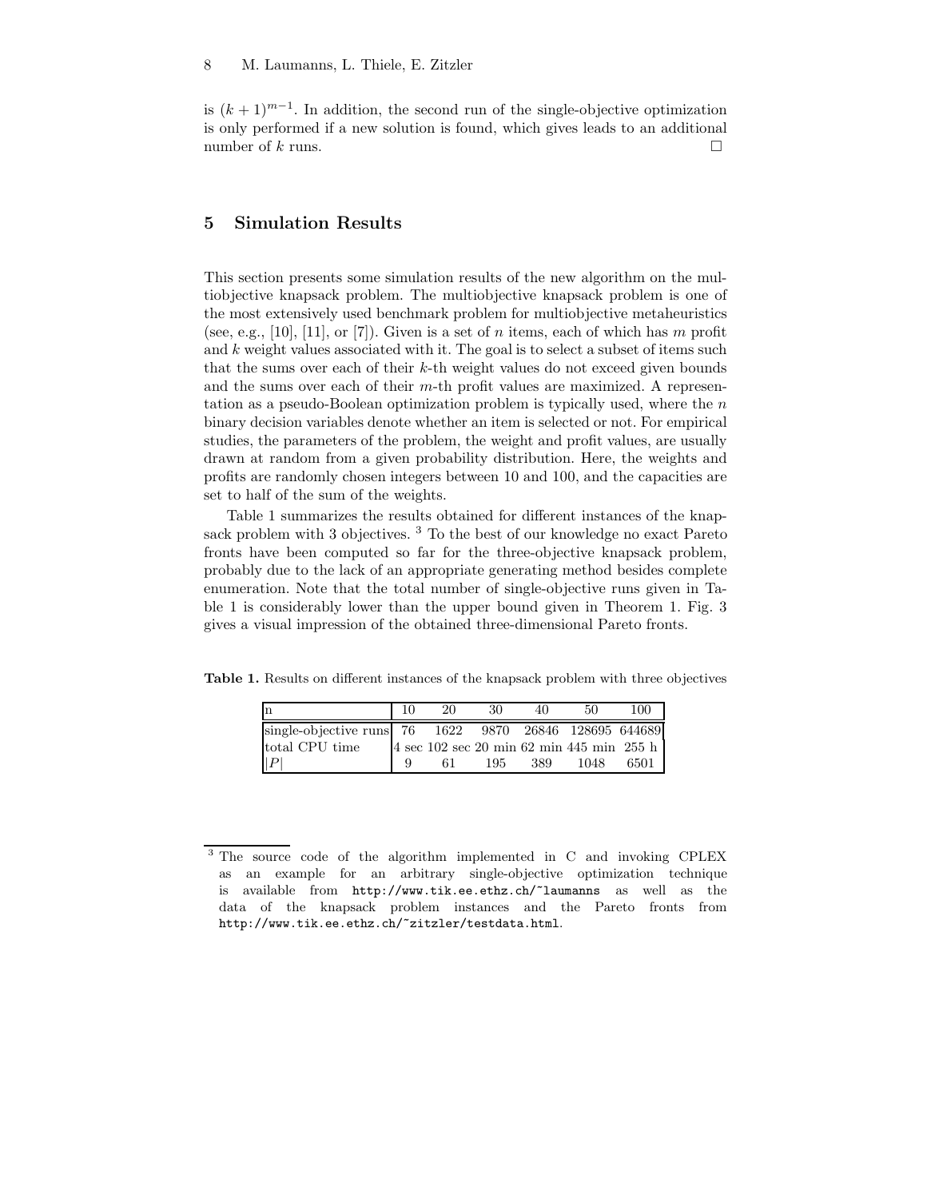is $(k+1)^{m-1}$. In addition, the second run of the single-objective optimization is only performed if a new solution is found, which gives leads to an additional number of $k$ runs. □

## 5 Simulation Results

This section presents some simulation results of the new algorithm on the multiobjective knapsack problem. The multiobjective knapsack problem is one of the most extensively used benchmark problem for multiobjective metaheuristics (see, e.g., [10], [11], or [7]). Given is a set of $n$ items, each of which has $m$ profit and $k$ weight values associated with it. The goal is to select a subset of items such that the sums over each of their $k$-th weight values do not exceed given bounds and the sums over each of their $m$-th profit values are maximized. A representation as a pseudo-Boolean optimization problem is typically used, where the $n$ binary decision variables denote whether an item is selected or not. For empirical studies, the parameters of the problem, the weight and profit values, are usually drawn at random from a given probability distribution. Here, the weights and profits are randomly chosen integers between 10 and 100, and the capacities are set to half of the sum of the weights.

Table 1 summarizes the results obtained for different instances of the knapsack problem with 3 objectives. [3] To the best of our knowledge no exact Pareto fronts have been computed so far for the three-objective knapsack problem, probably due to the lack of an appropriate generating method besides complete enumeration. Note that the total number of single-objective runs given in Table 1 is considerably lower than the upper bound given in Theorem 1. Fig. 3 gives a visual impression of the obtained three-dimensional Pareto fronts.

**Table 1.** Results on different instances of the knapsack problem with three objectives

| n | 10 | 20 | 30 | 40 | 50 | 100 |
|---|---|---|---|---|---|---|
| single-objective runs | 76 | 1622 | 9870 | 26846 | 128695 | 644689 |
| total CPU time | 4 sec | 102 sec | 20 min | 62 min | 445 min | 255 h |
| $\lvert P \rvert$ | 9 | 61 | 195 | 389 | 1048 | 6501 |

[3] The source code of the algorithm implemented in C and invoking CPLEX as an example for an arbitrary single-objective optimization technique is available from http://www.tik.ee.ethz.ch/~laumanns as well as the data of the knapsack problem instances and the Pareto fronts from http://www.tik.ee.ethz.ch/~zitzler/testdata.html.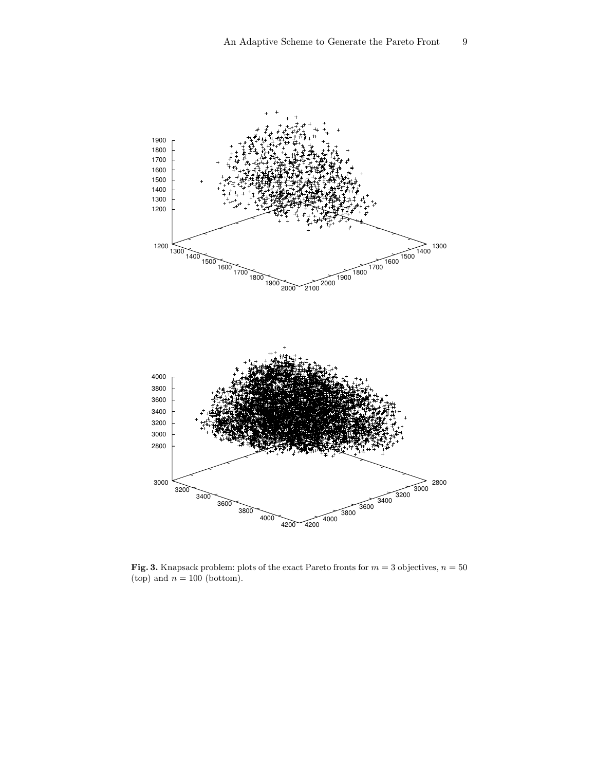**Fig. 3.** Knapsack problem: plots of the exact Pareto fronts for $m = 3$ objectives, $n = 50$ (top) and $n = 100$ (bottom).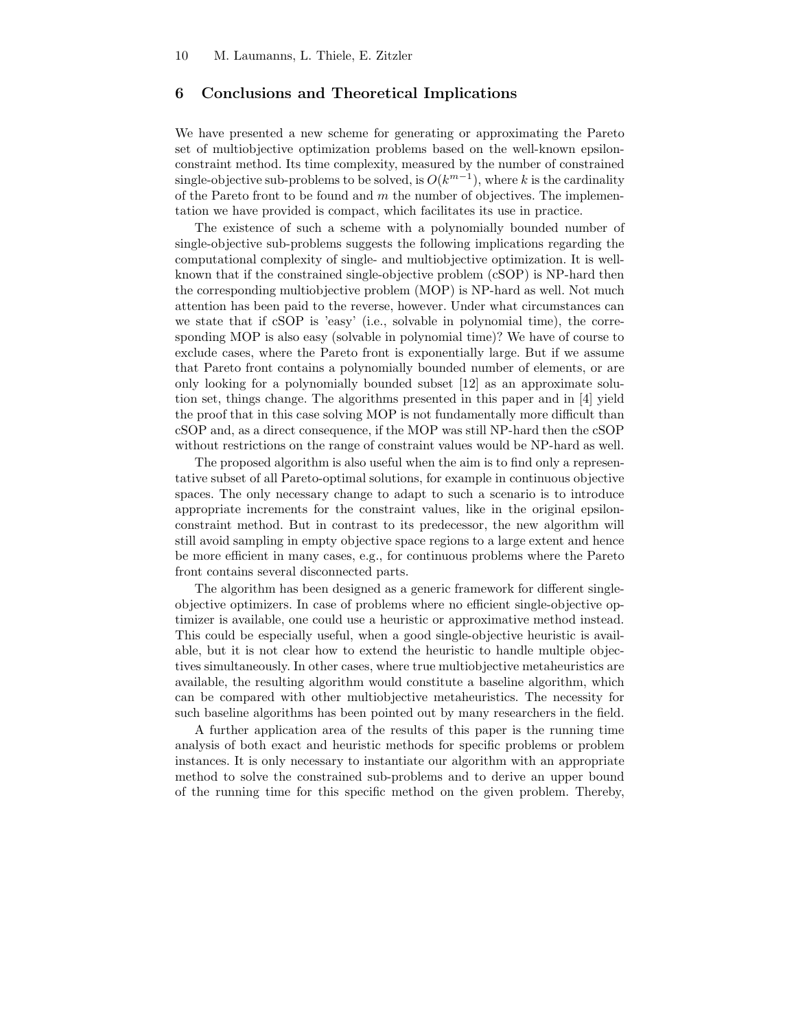## 6 Conclusions and Theoretical Implications

We have presented a new scheme for generating or approximating the Pareto set of multiobjective optimization problems based on the well-known epsilon-constraint method. Its time complexity, measured by the number of constrained single-objective sub-problems to be solved, is $O(k^{m-1})$, where $k$ is the cardinality of the Pareto front to be found and $m$ the number of objectives. The implementation we have provided is compact, which facilitates its use in practice.

The existence of such a scheme with a polynomially bounded number of single-objective sub-problems suggests the following implications regarding the computational complexity of single- and multiobjective optimization. It is well-known that if the constrained single-objective problem (cSOP) is NP-hard then the corresponding multiobjective problem (MOP) is NP-hard as well. Not much attention has been paid to the reverse, however. Under what circumstances can we state that if cSOP is 'easy' (i.e., solvable in polynomial time), the corresponding MOP is also easy (solvable in polynomial time)? We have of course to exclude cases, where the Pareto front is exponentially large. But if we assume that Pareto front contains a polynomially bounded number of elements, or are only looking for a polynomially bounded subset [12] as an approximate solution set, things change. The algorithms presented in this paper and in [4] yield the proof that in this case solving MOP is not fundamentally more difficult than cSOP and, as a direct consequence, if the MOP was still NP-hard then the cSOP without restrictions on the range of constraint values would be NP-hard as well.

The proposed algorithm is also useful when the aim is to find only a representative subset of all Pareto-optimal solutions, for example in continuous objective spaces. The only necessary change to adapt to such a scenario is to introduce appropriate increments for the constraint values, like in the original epsilon-constraint method. But in contrast to its predecessor, the new algorithm will still avoid sampling in empty objective space regions to a large extent and hence be more efficient in many cases, e.g., for continuous problems where the Pareto front contains several disconnected parts.

The algorithm has been designed as a generic framework for different single-objective optimizers. In case of problems where no efficient single-objective optimizer is available, one could use a heuristic or approximative method instead. This could be especially useful, when a good single-objective heuristic is available, but it is not clear how to extend the heuristic to handle multiple objectives simultaneously. In other cases, where true multiobjective metaheuristics are available, the resulting algorithm would constitute a baseline algorithm, which can be compared with other multiobjective metaheuristics. The necessity for such baseline algorithms has been pointed out by many researchers in the field.

A further application area of the results of this paper is the running time analysis of both exact and heuristic methods for specific problems or problem instances. It is only necessary to instantiate our algorithm with an appropriate method to solve the constrained sub-problems and to derive an upper bound of the running time for this specific method on the given problem. Thereby,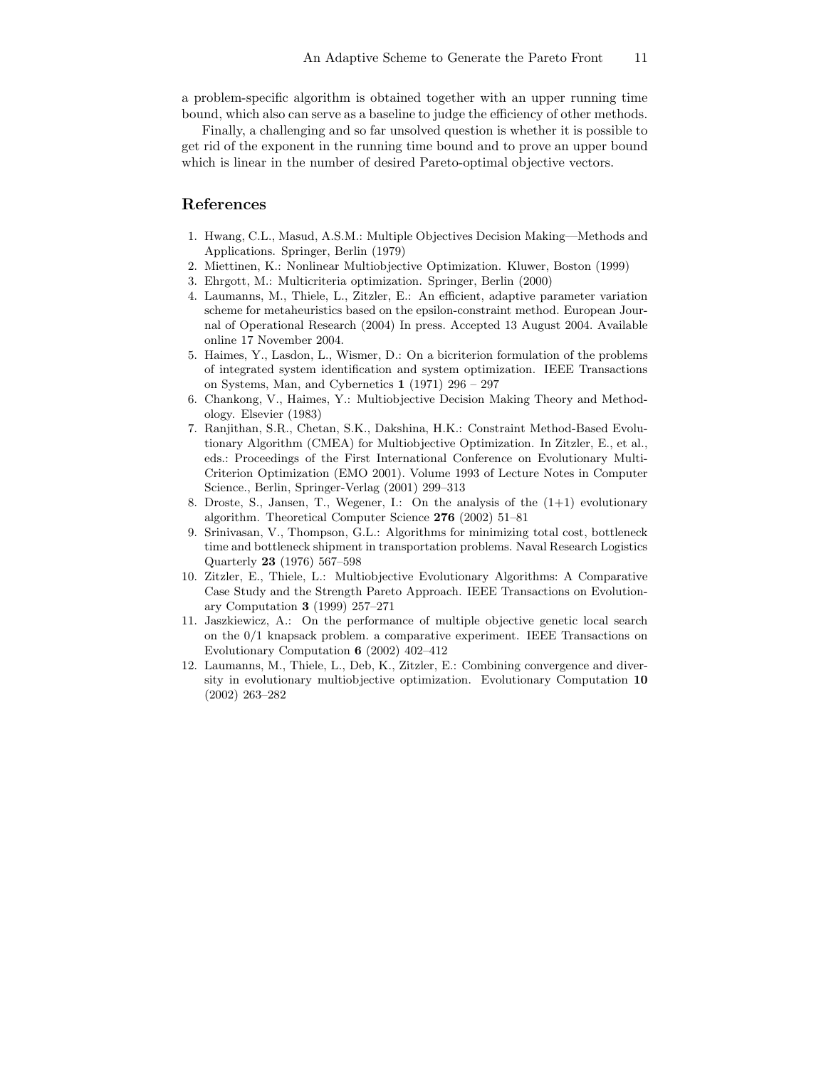a problem-specific algorithm is obtained together with an upper running time bound, which also can serve as a baseline to judge the efficiency of other methods.

Finally, a challenging and so far unsolved question is whether it is possible to get rid of the exponent in the running time bound and to prove an upper bound which is linear in the number of desired Pareto-optimal objective vectors.

## References

1. Hwang, C.L., Masud, A.S.M.: Multiple Objectives Decision Making—Methods and Applications. Springer, Berlin (1979)
2. Miettinen, K.: Nonlinear Multiobjective Optimization. Kluwer, Boston (1999)
3. Ehrgott, M.: Multicriteria optimization. Springer, Berlin (2000)
4. Laumanns, M., Thiele, L., Zitzler, E.: An efficient, adaptive parameter variation scheme for metaheuristics based on the epsilon-constraint method. European Journal of Operational Research (2004) In press. Accepted 13 August 2004. Available online 17 November 2004.
5. Haimes, Y., Lasdon, L., Wismer, D.: On a bicriterion formulation of the problems of integrated system identification and system optimization. IEEE Transactions on Systems, Man, and Cybernetics **1** (1971) 296 – 297
6. Chankong, V., Haimes, Y.: Multiobjective Decision Making Theory and Methodology. Elsevier (1983)
7. Ranjithan, S.R., Chetan, S.K., Dakshina, H.K.: Constraint Method-Based Evolutionary Algorithm (CMEA) for Multiobjective Optimization. In Zitzler, E., et al., eds.: Proceedings of the First International Conference on Evolutionary Multi-Criterion Optimization (EMO 2001). Volume 1993 of Lecture Notes in Computer Science., Berlin, Springer-Verlag (2001) 299–313
8. Droste, S., Jansen, T., Wegener, I.: On the analysis of the (1+1) evolutionary algorithm. Theoretical Computer Science **276** (2002) 51–81
9. Srinivasan, V., Thompson, G.L.: Algorithms for minimizing total cost, bottleneck time and bottleneck shipment in transportation problems. Naval Research Logistics Quarterly **23** (1976) 567–598
10. Zitzler, E., Thiele, L.: Multiobjective Evolutionary Algorithms: A Comparative Case Study and the Strength Pareto Approach. IEEE Transactions on Evolutionary Computation **3** (1999) 257–271
11. Jaszkiewicz, A.: On the performance of multiple objective genetic local search on the 0/1 knapsack problem. a comparative experiment. IEEE Transactions on Evolutionary Computation **6** (2002) 402–412
12. Laumanns, M., Thiele, L., Deb, K., Zitzler, E.: Combining convergence and diversity in evolutionary multiobjective optimization. Evolutionary Computation **10** (2002) 263–282